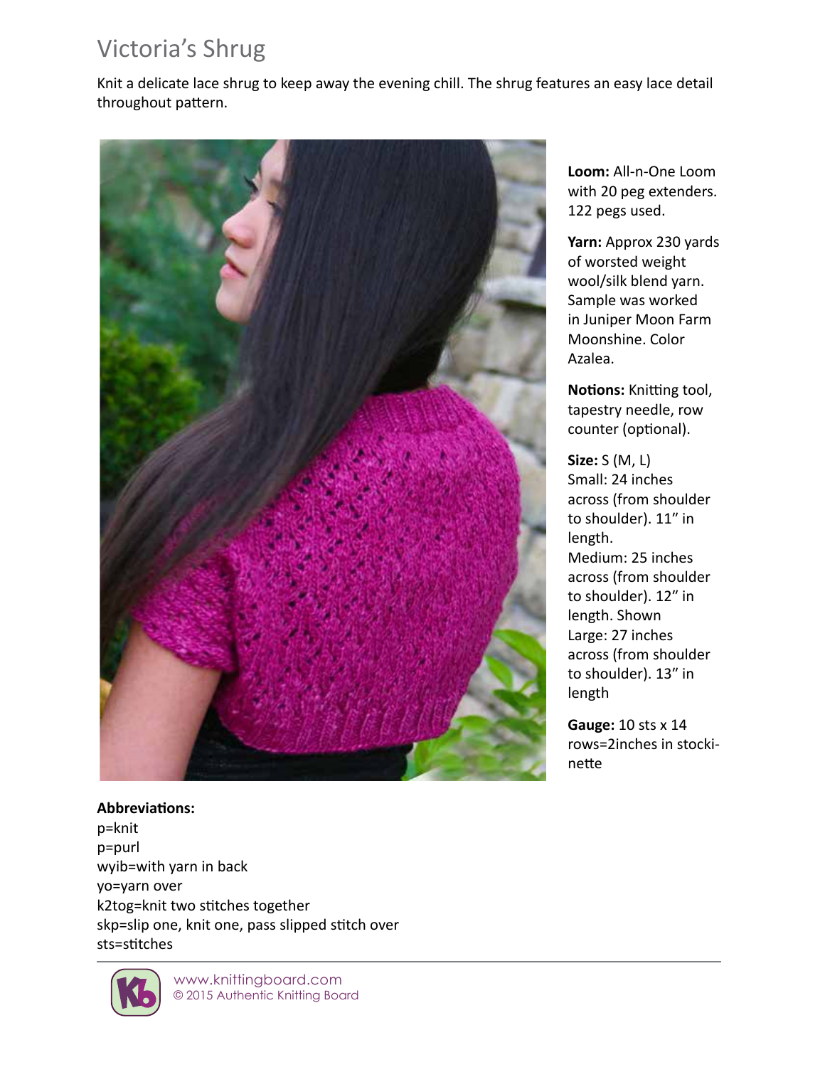# Victoria's Shrug

Knit a delicate lace shrug to keep away the evening chill. The shrug features an easy lace detail throughout pattern.

**Loom:** All-n-One Loom with 20 peg extenders. 122 pegs used.

**Yarn:** Approx 230 yards of worsted weight wool/silk blend yarn. Sample was worked in Juniper Moon Farm Moonshine. Color Azalea.

**Notions:** Knitting tool, tapestry needle, row counter (optional).

**Size:** S (M, L)
Small: 24 inches across (from shoulder to shoulder). 11" in length.
Medium: 25 inches across (from shoulder to shoulder). 12" in length. Shown
Large: 27 inches across (from shoulder to shoulder). 13" in length

**Gauge:** 10 sts x 14 rows=2inches in stockinette

**Abbreviations:**
p=knit
p=purl
wyib=with yarn in back
yo=yarn over
k2tog=knit two stitches together
skp=slip one, knit one, pass slipped stitch over
sts=stitches

www.knittingboard.com
© 2015 Authentic Knitting Board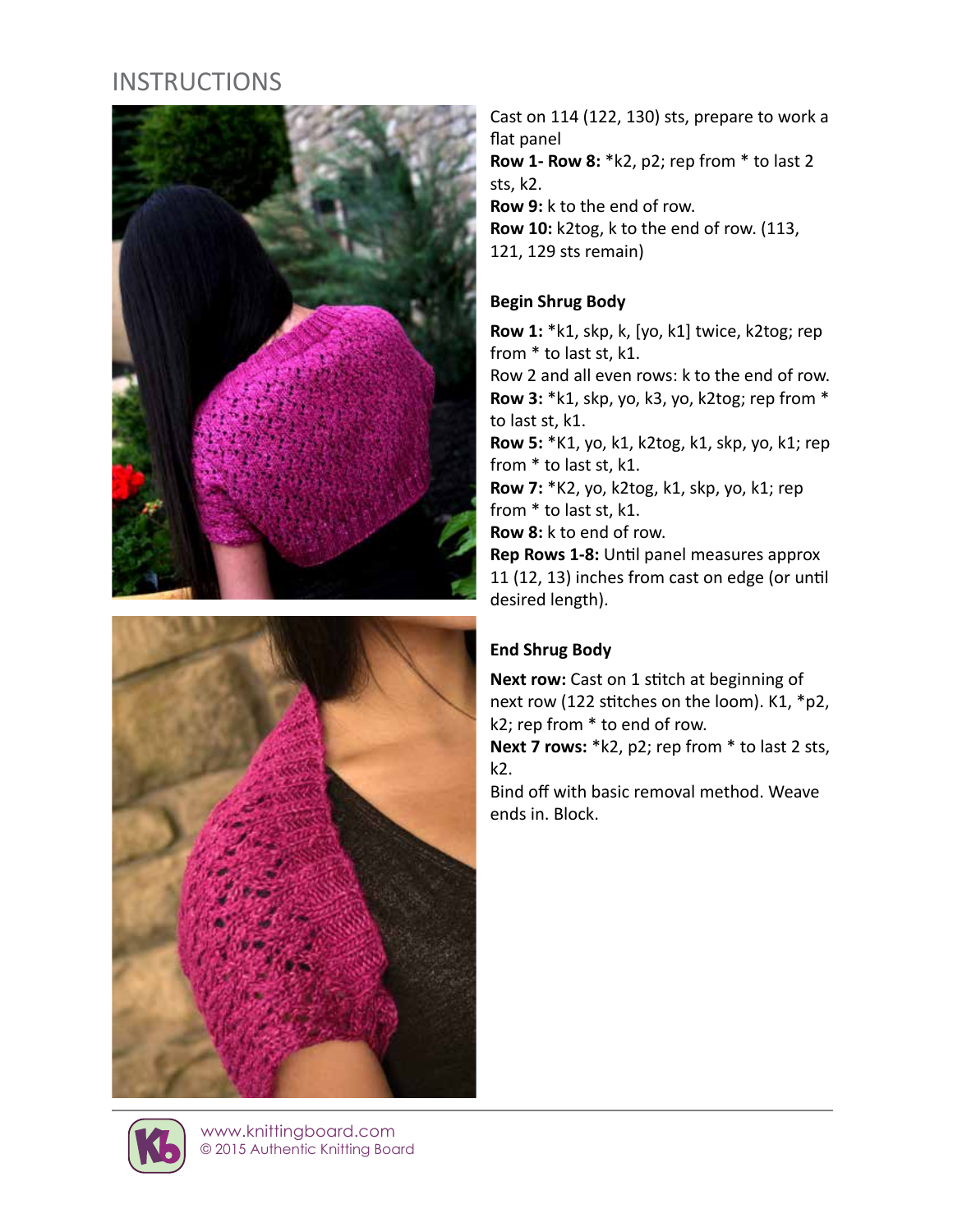# INSTRUCTIONS

Cast on 114 (122, 130) sts, prepare to work a flat panel

**Row 1- Row 8:** *k2, p2; rep from * to last 2 sts, k2.

**Row 9:** k to the end of row.

**Row 10:** k2tog, k to the end of row. (113, 121, 129 sts remain)

### Begin Shrug Body

**Row 1:** *k1, skp, k, [yo, k1] twice, k2tog; rep from * to last st, k1.

Row 2 and all even rows: k to the end of row.

**Row 3:** *k1, skp, yo, k3, yo, k2tog; rep from * to last st, k1.

**Row 5:** *K1, yo, k1, k2tog, k1, skp, yo, k1; rep from * to last st, k1.

**Row 7:** *K2, yo, k2tog, k1, skp, yo, k1; rep from * to last st, k1.

**Row 8:** k to end of row.

**Rep Rows 1-8:** Until panel measures approx 11 (12, 13) inches from cast on edge (or until desired length).

### End Shrug Body

**Next row:** Cast on 1 stitch at beginning of next row (122 stitches on the loom). K1, *p2, k2; rep from * to end of row.

**Next 7 rows:** *k2, p2; rep from * to last 2 sts, k2.

Bind off with basic removal method. Weave ends in. Block.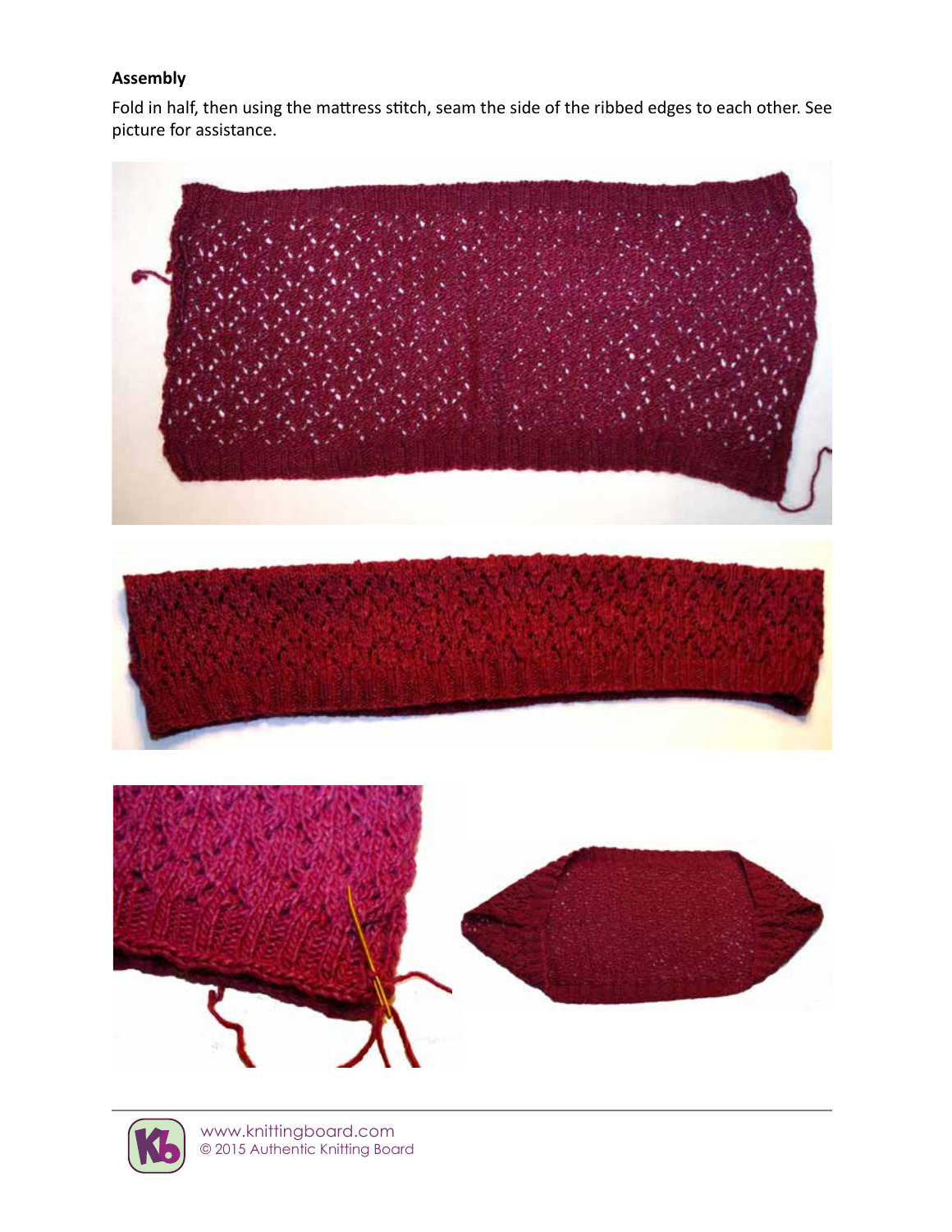**Assembly**

Fold in half, then using the mattress stitch, seam the side of the ribbed edges to each other. See picture for assistance.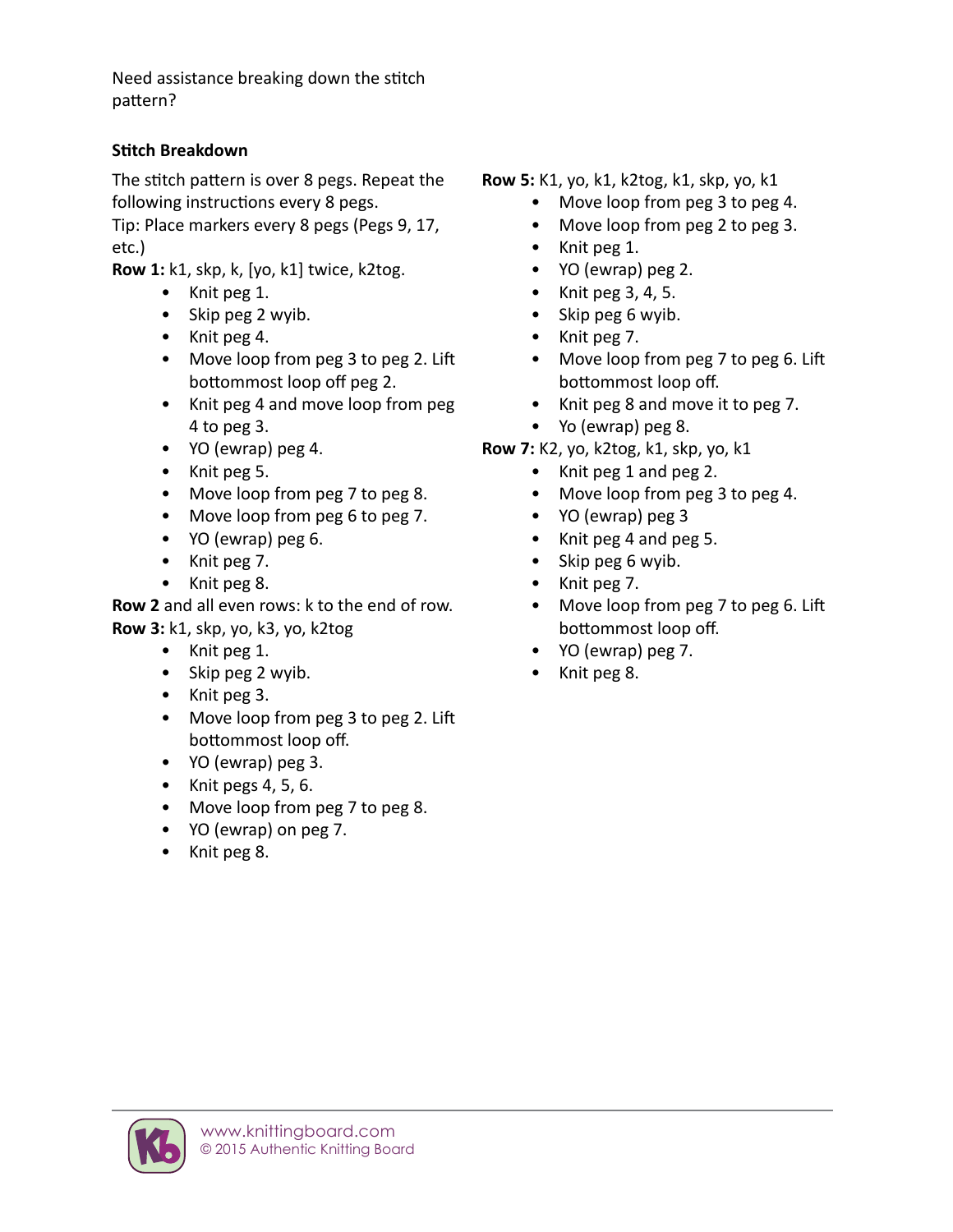Need assistance breaking down the stitch pattern?

**Stitch Breakdown**

The stitch pattern is over 8 pegs. Repeat the following instructions every 8 pegs.
Tip: Place markers every 8 pegs (Pegs 9, 17, etc.)

**Row 1:** k1, skp, k, [yo, k1] twice, k2tog.

- Knit peg 1.
- Skip peg 2 wyib.
- Knit peg 4.
- Move loop from peg 3 to peg 2. Lift bottommost loop off peg 2.
- Knit peg 4 and move loop from peg 4 to peg 3.
- YO (ewrap) peg 4.
- Knit peg 5.
- Move loop from peg 7 to peg 8.
- Move loop from peg 6 to peg 7.
- YO (ewrap) peg 6.
- Knit peg 7.
- Knit peg 8.

**Row 2** and all even rows: k to the end of row.

**Row 3:** k1, skp, yo, k3, yo, k2tog

- Knit peg 1.
- Skip peg 2 wyib.
- Knit peg 3.
- Move loop from peg 3 to peg 2. Lift bottommost loop off.
- YO (ewrap) peg 3.
- Knit pegs 4, 5, 6.
- Move loop from peg 7 to peg 8.
- YO (ewrap) on peg 7.
- Knit peg 8.

**Row 5:** K1, yo, k1, k2tog, k1, skp, yo, k1

- Move loop from peg 3 to peg 4.
- Move loop from peg 2 to peg 3.
- Knit peg 1.
- YO (ewrap) peg 2.
- Knit peg 3, 4, 5.
- Skip peg 6 wyib.
- Knit peg 7.
- Move loop from peg 7 to peg 6. Lift bottommost loop off.
- Knit peg 8 and move it to peg 7.
- Yo (ewrap) peg 8.

**Row 7:** K2, yo, k2tog, k1, skp, yo, k1

- Knit peg 1 and peg 2.
- Move loop from peg 3 to peg 4.
- YO (ewrap) peg 3
- Knit peg 4 and peg 5.
- Skip peg 6 wyib.
- Knit peg 7.
- Move loop from peg 7 to peg 6. Lift bottommost loop off.
- YO (ewrap) peg 7.
- Knit peg 8.